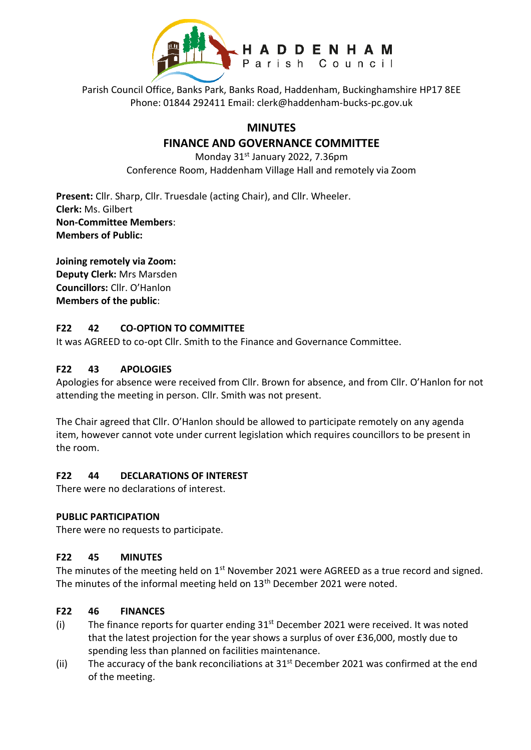HADDENHAM Parish Council

Parish Council Office, Banks Park, Banks Road, Haddenham, Buckinghamshire HP17 8EE
Phone: 01844 292411 Email: clerk@haddenham-bucks-pc.gov.uk

# MINUTES

## FINANCE AND GOVERNANCE COMMITTEE

Monday 31st January 2022, 7.36pm
Conference Room, Haddenham Village Hall and remotely via Zoom

**Present:** Cllr. Sharp, Cllr. Truesdale (acting Chair), and Cllr. Wheeler.
**Clerk:** Ms. Gilbert
**Non-Committee Members**:
**Members of Public:**

**Joining remotely via Zoom:**
**Deputy Clerk:** Mrs Marsden
**Councillors:** Cllr. O'Hanlon
**Members of the public**:

### F22 42 CO-OPTION TO COMMITTEE

It was AGREED to co-opt Cllr. Smith to the Finance and Governance Committee.

### F22 43 APOLOGIES

Apologies for absence were received from Cllr. Brown for absence, and from Cllr. O'Hanlon for not attending the meeting in person. Cllr. Smith was not present.

The Chair agreed that Cllr. O'Hanlon should be allowed to participate remotely on any agenda item, however cannot vote under current legislation which requires councillors to be present in the room.

### F22 44 DECLARATIONS OF INTEREST

There were no declarations of interest.

### PUBLIC PARTICIPATION

There were no requests to participate.

### F22 45 MINUTES

The minutes of the meeting held on 1st November 2021 were AGREED as a true record and signed. The minutes of the informal meeting held on 13th December 2021 were noted.

### F22 46 FINANCES

(i) The finance reports for quarter ending 31st December 2021 were received. It was noted that the latest projection for the year shows a surplus of over £36,000, mostly due to spending less than planned on facilities maintenance.

(ii) The accuracy of the bank reconciliations at 31st December 2021 was confirmed at the end of the meeting.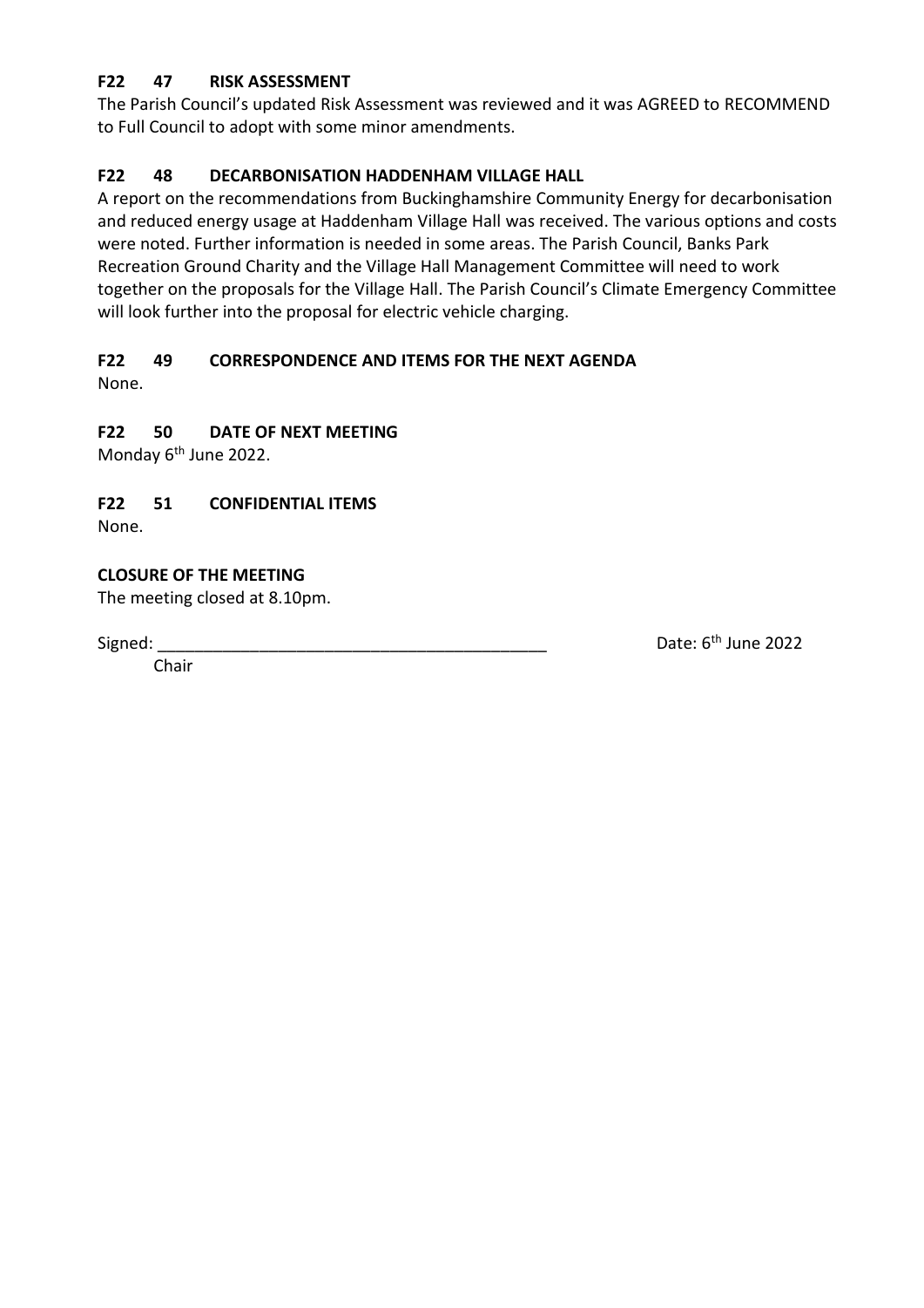### F22 47 RISK ASSESSMENT

The Parish Council's updated Risk Assessment was reviewed and it was AGREED to RECOMMEND to Full Council to adopt with some minor amendments.

### F22 48 DECARBONISATION HADDENHAM VILLAGE HALL

A report on the recommendations from Buckinghamshire Community Energy for decarbonisation and reduced energy usage at Haddenham Village Hall was received. The various options and costs were noted. Further information is needed in some areas. The Parish Council, Banks Park Recreation Ground Charity and the Village Hall Management Committee will need to work together on the proposals for the Village Hall. The Parish Council's Climate Emergency Committee will look further into the proposal for electric vehicle charging.

### F22 49 CORRESPONDENCE AND ITEMS FOR THE NEXT AGENDA

None.

### F22 50 DATE OF NEXT MEETING

Monday 6th June 2022.

### F22 51 CONFIDENTIAL ITEMS

None.

### CLOSURE OF THE MEETING

The meeting closed at 8.10pm.

Signed: ___________________________________________ Date: 6th June 2022

Chair